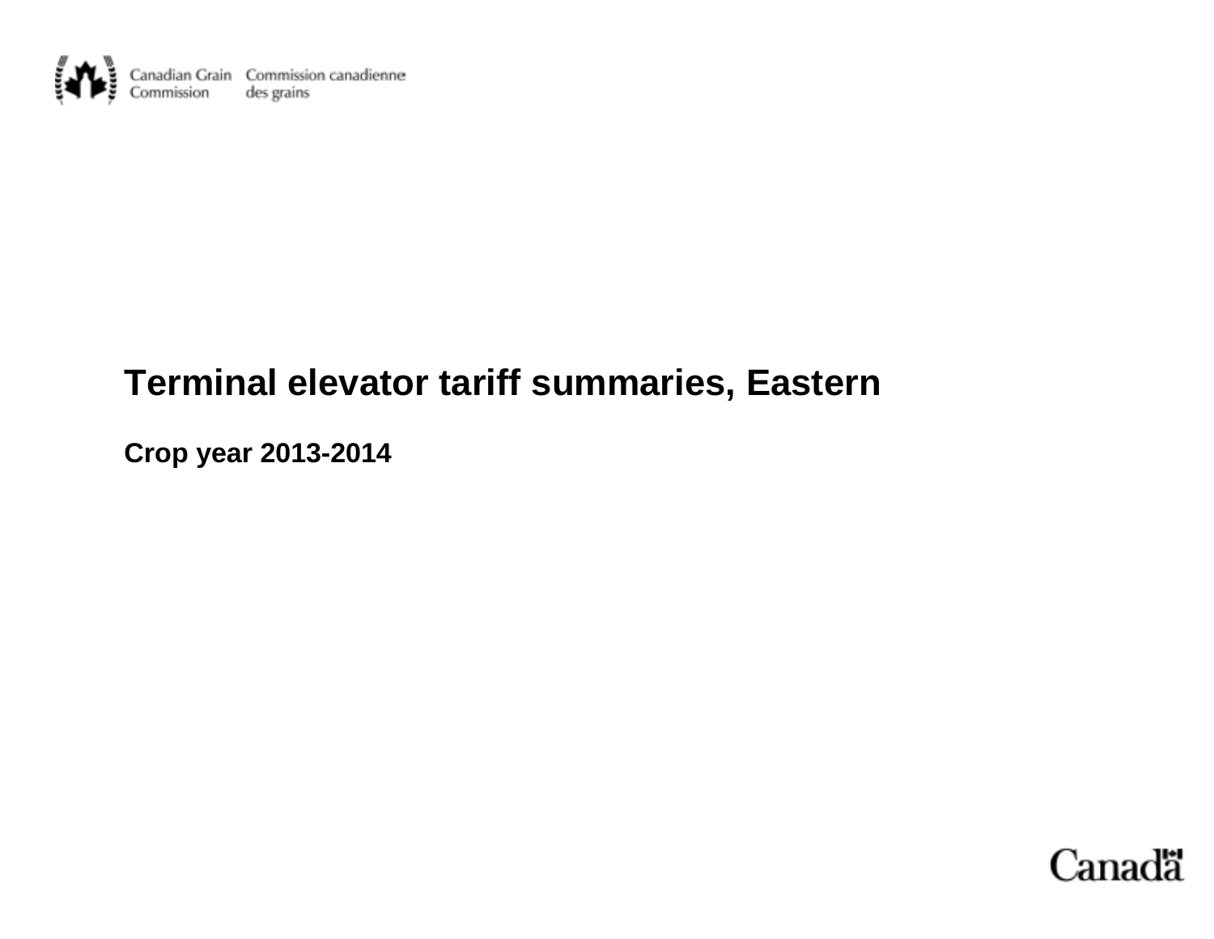Canadian Grain Commission | Commission canadienne des grains

# Terminal elevator tariff summaries, Eastern

## Crop year 2013-2014

Canada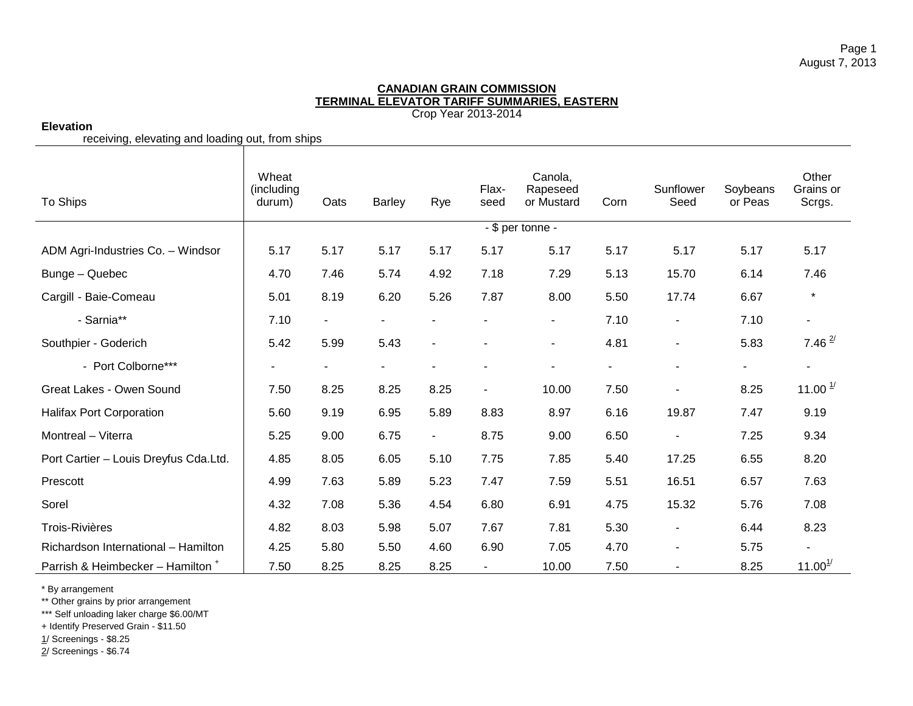**CANADIAN GRAIN COMMISSION**
**TERMINAL ELEVATOR TARIFF SUMMARIES, EASTERN**
Crop Year 2013-2014

**Elevation**
receiving, elevating and loading out, from ships

| To Ships | Wheat (including durum) | Oats | Barley | Rye | Flax-seed | Canola, Rapeseed or Mustard | Corn | Sunflower Seed | Soybeans or Peas | Other Grains or Scrgs. |
|---|---|---|---|---|---|---|---|---|---|---|
| | - $ per tonne - | | | | | | | | | |
| ADM Agri-Industries Co. – Windsor | 5.17 | 5.17 | 5.17 | 5.17 | 5.17 | 5.17 | 5.17 | 5.17 | 5.17 | 5.17 |
| Bunge – Quebec | 4.70 | 7.46 | 5.74 | 4.92 | 7.18 | 7.29 | 5.13 | 15.70 | 6.14 | 7.46 |
| Cargill - Baie-Comeau | 5.01 | 8.19 | 6.20 | 5.26 | 7.87 | 8.00 | 5.50 | 17.74 | 6.67 | * |
| - Sarnia** | 7.10 | - | - | - | - | - | 7.10 | - | 7.10 | - |
| Southpier - Goderich | 5.42 | 5.99 | 5.43 | - | - | - | 4.81 | - | 5.83 | 7.46 2/ |
| - Port Colborne*** | - | - | - | - | - | - | - | - | - | - |
| Great Lakes - Owen Sound | 7.50 | 8.25 | 8.25 | 8.25 | - | 10.00 | 7.50 | - | 8.25 | 11.00 1/ |
| Halifax Port Corporation | 5.60 | 9.19 | 6.95 | 5.89 | 8.83 | 8.97 | 6.16 | 19.87 | 7.47 | 9.19 |
| Montreal – Viterra | 5.25 | 9.00 | 6.75 | - | 8.75 | 9.00 | 6.50 | - | 7.25 | 9.34 |
| Port Cartier – Louis Dreyfus Cda.Ltd. | 4.85 | 8.05 | 6.05 | 5.10 | 7.75 | 7.85 | 5.40 | 17.25 | 6.55 | 8.20 |
| Prescott | 4.99 | 7.63 | 5.89 | 5.23 | 7.47 | 7.59 | 5.51 | 16.51 | 6.57 | 7.63 |
| Sorel | 4.32 | 7.08 | 5.36 | 4.54 | 6.80 | 6.91 | 4.75 | 15.32 | 5.76 | 7.08 |
| Trois-Rivières | 4.82 | 8.03 | 5.98 | 5.07 | 7.67 | 7.81 | 5.30 | - | 6.44 | 8.23 |
| Richardson International – Hamilton | 4.25 | 5.80 | 5.50 | 4.60 | 6.90 | 7.05 | 4.70 | - | 5.75 | - |
| Parrish & Heimbecker – Hamilton + | 7.50 | 8.25 | 8.25 | 8.25 | - | 10.00 | 7.50 | - | 8.25 | 11.00 1/ |

\* By arrangement
\** Other grains by prior arrangement
\*** Self unloading laker charge $6.00/MT
\+ Identify Preserved Grain - $11.50
1/ Screenings - $8.25
2/ Screenings - $6.74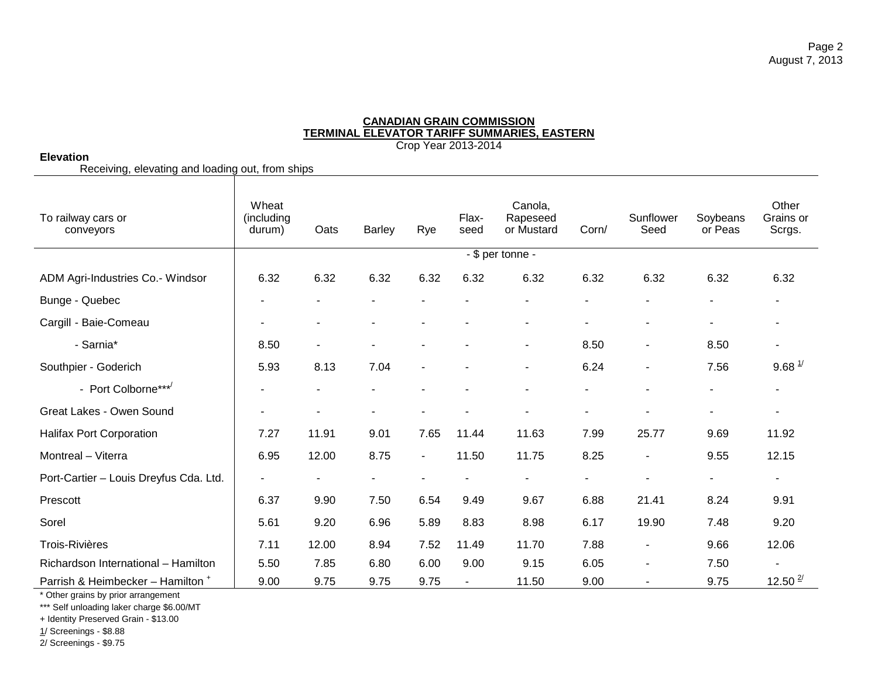**CANADIAN GRAIN COMMISSION**
**TERMINAL ELEVATOR TARIFF SUMMARIES, EASTERN**
Crop Year 2013-2014

**Elevation**

Receiving, elevating and loading out, from ships

| To railway cars or conveyors | Wheat (including durum) | Oats | Barley | Rye | Flax-seed | Canola, Rapeseed or Mustard | Corn/ | Sunflower Seed | Soybeans or Peas | Other Grains or Scrgs. |
|---|---|---|---|---|---|---|---|---|---|---|
| | - $ per tonne - | | | | | | | | | |
| ADM Agri-Industries Co.- Windsor | 6.32 | 6.32 | 6.32 | 6.32 | 6.32 | 6.32 | 6.32 | 6.32 | 6.32 | 6.32 |
| Bunge - Quebec | - | - | - | - | - | - | - | - | - | - |
| Cargill - Baie-Comeau | - | - | - | - | - | - | - | - | - | - |
| - Sarnia* | 8.50 | - | - | - | - | - | 8.50 | - | 8.50 | - |
| Southpier - Goderich | 5.93 | 8.13 | 7.04 | - | - | - | 6.24 | - | 7.56 | 9.68 1/ |
| - Port Colborne***/ | - | - | - | - | - | - | - | - | - | - |
| Great Lakes - Owen Sound | - | - | - | - | - | - | - | - | - | - |
| Halifax Port Corporation | 7.27 | 11.91 | 9.01 | 7.65 | 11.44 | 11.63 | 7.99 | 25.77 | 9.69 | 11.92 |
| Montreal – Viterra | 6.95 | 12.00 | 8.75 | - | 11.50 | 11.75 | 8.25 | - | 9.55 | 12.15 |
| Port-Cartier – Louis Dreyfus Cda. Ltd. | - | - | - | - | - | - | - | - | - | - |
| Prescott | 6.37 | 9.90 | 7.50 | 6.54 | 9.49 | 9.67 | 6.88 | 21.41 | 8.24 | 9.91 |
| Sorel | 5.61 | 9.20 | 6.96 | 5.89 | 8.83 | 8.98 | 6.17 | 19.90 | 7.48 | 9.20 |
| Trois-Rivières | 7.11 | 12.00 | 8.94 | 7.52 | 11.49 | 11.70 | 7.88 | - | 9.66 | 12.06 |
| Richardson International – Hamilton | 5.50 | 7.85 | 6.80 | 6.00 | 9.00 | 9.15 | 6.05 | - | 7.50 | - |
| Parrish & Heimbecker – Hamilton + | 9.00 | 9.75 | 9.75 | 9.75 | - | 11.50 | 9.00 | - | 9.75 | 12.50 2/ |

\* Other grains by prior arrangement

*** Self unloading laker charge $6.00/MT

+ Identity Preserved Grain - $13.00

1/ Screenings - $8.88

2/ Screenings - $9.75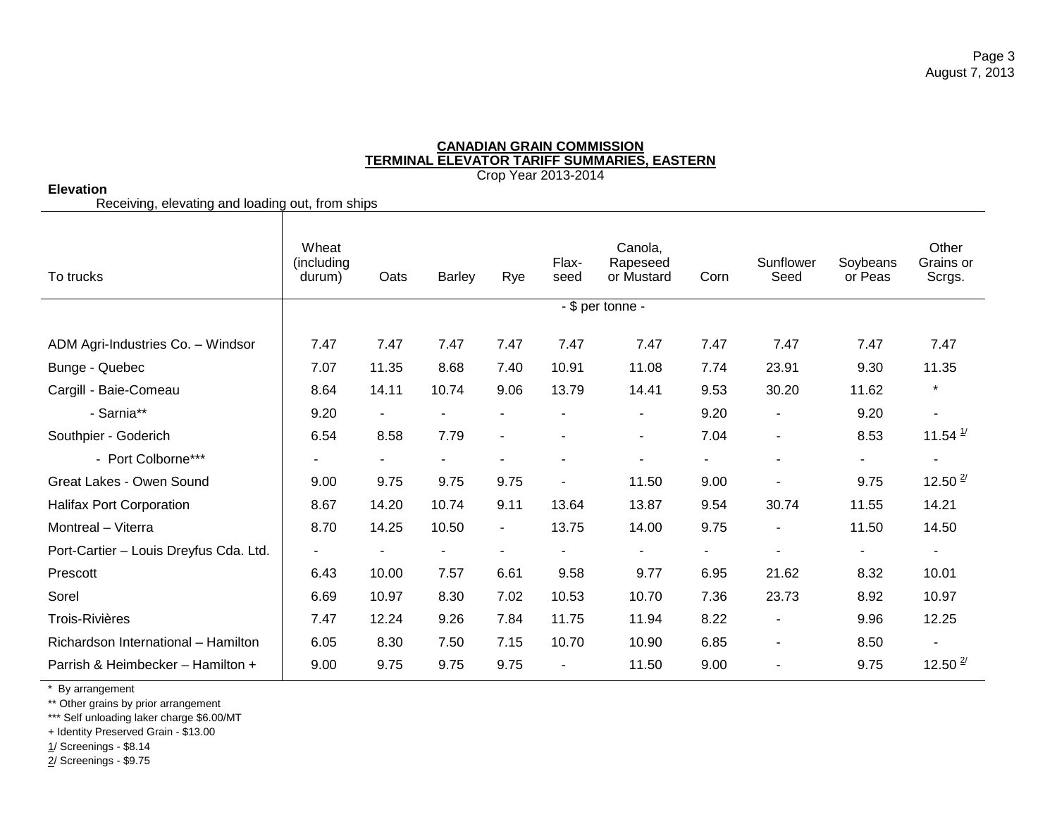**CANADIAN GRAIN COMMISSION**
**TERMINAL ELEVATOR TARIFF SUMMARIES, EASTERN**
Crop Year 2013-2014

**Elevation**

Receiving, elevating and loading out, from ships

| To trucks | Wheat (including durum) | Oats | Barley | Rye | Flax-seed | Canola, Rapeseed or Mustard | Corn | Sunflower Seed | Soybeans or Peas | Other Grains or Scrgs. |
|---|---|---|---|---|---|---|---|---|---|---|
| | - $ per tonne - | | | | | | | | | |
| ADM Agri-Industries Co. – Windsor | 7.47 | 7.47 | 7.47 | 7.47 | 7.47 | 7.47 | 7.47 | 7.47 | 7.47 | 7.47 |
| Bunge - Quebec | 7.07 | 11.35 | 8.68 | 7.40 | 10.91 | 11.08 | 7.74 | 23.91 | 9.30 | 11.35 |
| Cargill - Baie-Comeau | 8.64 | 14.11 | 10.74 | 9.06 | 13.79 | 14.41 | 9.53 | 30.20 | 11.62 | * |
| - Sarnia** | 9.20 | - | - | - | - | - | 9.20 | - | 9.20 | - |
| Southpier - Goderich | 6.54 | 8.58 | 7.79 | - | - | - | 7.04 | - | 8.53 | 11.54 1/ |
| - Port Colborne*** | - | - | - | - | - | - | - | - | - | - |
| Great Lakes - Owen Sound | 9.00 | 9.75 | 9.75 | 9.75 | - | 11.50 | 9.00 | - | 9.75 | 12.50 2/ |
| Halifax Port Corporation | 8.67 | 14.20 | 10.74 | 9.11 | 13.64 | 13.87 | 9.54 | 30.74 | 11.55 | 14.21 |
| Montreal – Viterra | 8.70 | 14.25 | 10.50 | - | 13.75 | 14.00 | 9.75 | - | 11.50 | 14.50 |
| Port-Cartier – Louis Dreyfus Cda. Ltd. | - | - | - | - | - | - | - | - | - | - |
| Prescott | 6.43 | 10.00 | 7.57 | 6.61 | 9.58 | 9.77 | 6.95 | 21.62 | 8.32 | 10.01 |
| Sorel | 6.69 | 10.97 | 8.30 | 7.02 | 10.53 | 10.70 | 7.36 | 23.73 | 8.92 | 10.97 |
| Trois-Rivières | 7.47 | 12.24 | 9.26 | 7.84 | 11.75 | 11.94 | 8.22 | - | 9.96 | 12.25 |
| Richardson International – Hamilton | 6.05 | 8.30 | 7.50 | 7.15 | 10.70 | 10.90 | 6.85 | - | 8.50 | - |
| Parrish & Heimbecker – Hamilton + | 9.00 | 9.75 | 9.75 | 9.75 | - | 11.50 | 9.00 | - | 9.75 | 12.50 2/ |

\* By arrangement

** Other grains by prior arrangement

*** Self unloading laker charge $6.00/MT

+ Identity Preserved Grain - $13.00

1/ Screenings - $8.14

2/ Screenings - $9.75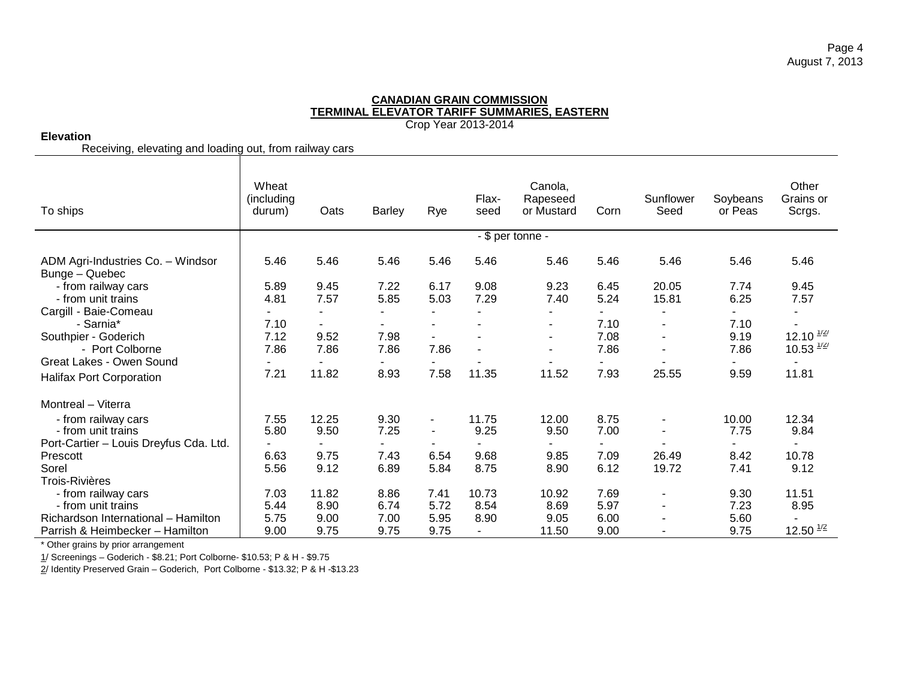**CANADIAN GRAIN COMMISSION**
**TERMINAL ELEVATOR TARIFF SUMMARIES, EASTERN**
Crop Year 2013-2014

**Elevation**
Receiving, elevating and loading out, from railway cars

| To ships | Wheat (including durum) | Oats | Barley | Rye | Flax-seed | Canola, Rapeseed or Mustard | Corn | Sunflower Seed | Soybeans or Peas | Other Grains or Scrgs. |
|---|---|---|---|---|---|---|---|---|---|---|
| | - $ per tonne - | | | | | | | | | |
| ADM Agri-Industries Co. – Windsor | 5.46 | 5.46 | 5.46 | 5.46 | 5.46 | 5.46 | 5.46 | 5.46 | 5.46 | 5.46 |
| Bunge – Quebec | | | | | | | | | | |
| - from railway cars | 5.89 | 9.45 | 7.22 | 6.17 | 9.08 | 9.23 | 6.45 | 20.05 | 7.74 | 9.45 |
| - from unit trains | 4.81 | 7.57 | 5.85 | 5.03 | 7.29 | 7.40 | 5.24 | 15.81 | 6.25 | 7.57 |
| Cargill - Baie-Comeau | - | - | - | - | - | - | - | - | - | - |
| - Sarnia* | 7.10 | - | - | - | - | - | 7.10 | - | 7.10 | - |
| Southpier - Goderich | 7.12 | 9.52 | 7.98 | - | - | - | 7.08 | - | 9.19 | 12.10 1/2/ |
| - Port Colborne | 7.86 | 7.86 | 7.86 | 7.86 | - | - | 7.86 | - | 7.86 | 10.53 1/2/ |
| Great Lakes - Owen Sound | - | - | - | - | - | - | - | - | - | - |
| Halifax Port Corporation | 7.21 | 11.82 | 8.93 | 7.58 | 11.35 | 11.52 | 7.93 | 25.55 | 9.59 | 11.81 |
| Montreal – Viterra | | | | | | | | | | |
| - from railway cars | 7.55 | 12.25 | 9.30 | - | 11.75 | 12.00 | 8.75 | - | 10.00 | 12.34 |
| - from unit trains | 5.80 | 9.50 | 7.25 | - | 9.25 | 9.50 | 7.00 | - | 7.75 | 9.84 |
| Port-Cartier – Louis Dreyfus Cda. Ltd. | - | - | - | - | - | - | - | - | - | - |
| Prescott | 6.63 | 9.75 | 7.43 | 6.54 | 9.68 | 9.85 | 7.09 | 26.49 | 8.42 | 10.78 |
| Sorel | 5.56 | 9.12 | 6.89 | 5.84 | 8.75 | 8.90 | 6.12 | 19.72 | 7.41 | 9.12 |
| Trois-Rivières | | | | | | | | | | |
| - from railway cars | 7.03 | 11.82 | 8.86 | 7.41 | 10.73 | 10.92 | 7.69 | - | 9.30 | 11.51 |
| - from unit trains | 5.44 | 8.90 | 6.74 | 5.72 | 8.54 | 8.69 | 5.97 | - | 7.23 | 8.95 |
| Richardson International – Hamilton | 5.75 | 9.00 | 7.00 | 5.95 | 8.90 | 9.05 | 6.00 | - | 5.60 | - |
| Parrish & Heimbecker – Hamilton | 9.00 | 9.75 | 9.75 | 9.75 | - | 11.50 | 9.00 | - | 9.75 | 12.50 1/2 |

\* Other grains by prior arrangement

1/ Screenings – Goderich - $8.21; Port Colborne- $10.53; P & H - $9.75

2/ Identity Preserved Grain – Goderich, Port Colborne - $13.32; P & H -$13.23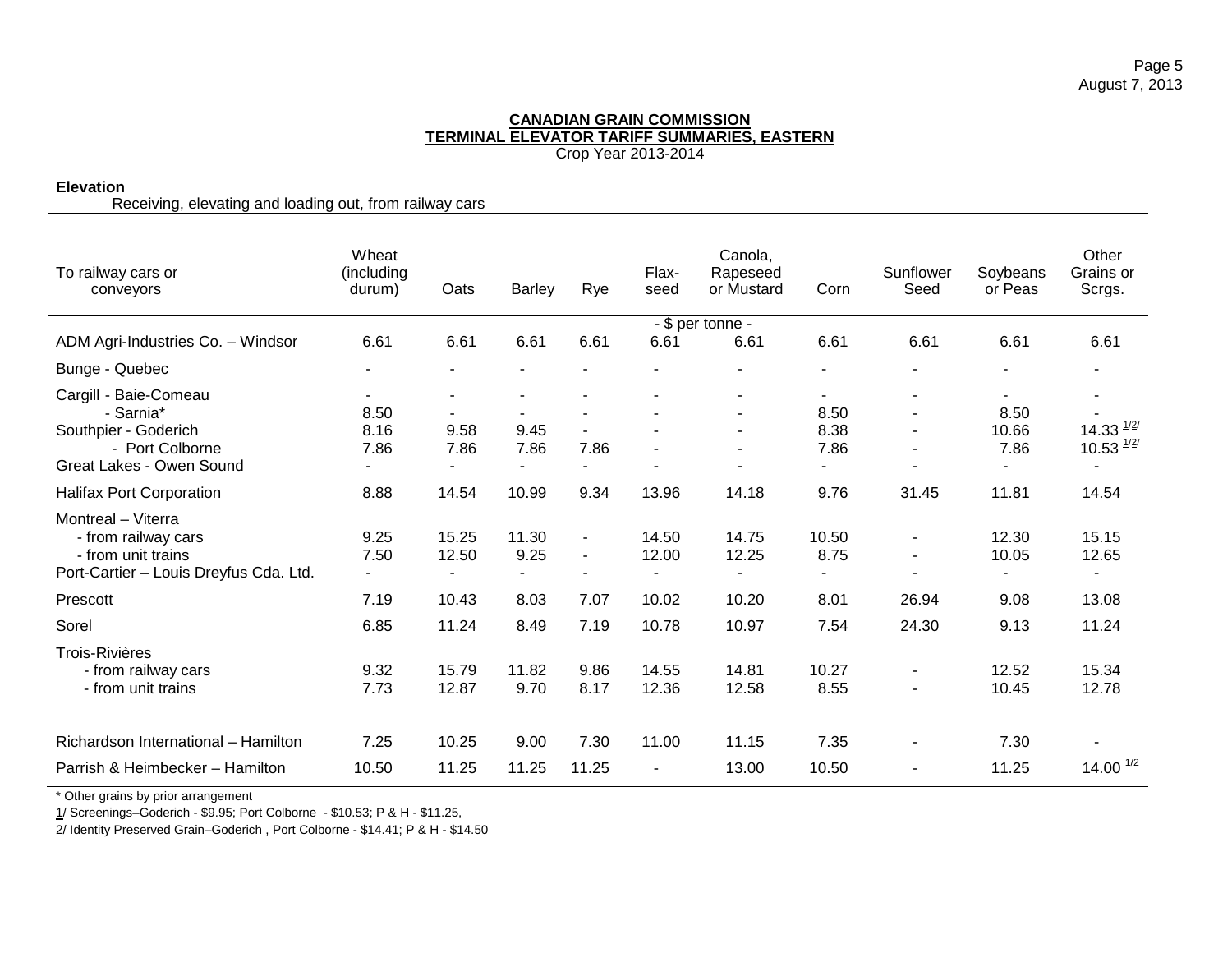**CANADIAN GRAIN COMMISSION**
**TERMINAL ELEVATOR TARIFF SUMMARIES, EASTERN**
Crop Year 2013-2014

**Elevation**
Receiving, elevating and loading out, from railway cars

| To railway cars or conveyors | Wheat (including durum) | Oats | Barley | Rye | Flax-seed | Canola, Rapeseed or Mustard | Corn | Sunflower Seed | Soybeans or Peas | Other Grains or Scrgs. |
|---|---|---|---|---|---|---|---|---|---|---|
| | | | | | - $ per tonne - | | | | | |
| ADM Agri-Industries Co. – Windsor | 6.61 | 6.61 | 6.61 | 6.61 | 6.61 | 6.61 | 6.61 | 6.61 | 6.61 | 6.61 |
| Bunge - Quebec | - | - | - | - | - | - | - | - | - | - |
| Cargill - Baie-Comeau | - | - | - | - | - | - | - | - | - | - |
| - Sarnia* | 8.50 | - | - | - | - | - | 8.50 | - | 8.50 | - |
| Southpier - Goderich | 8.16 | 9.58 | 9.45 | - | - | - | 8.38 | - | 10.66 | 14.33 1/2/ |
| - Port Colborne | 7.86 | 7.86 | 7.86 | 7.86 | - | - | 7.86 | - | 7.86 | 10.53 1/2/ |
| Great Lakes - Owen Sound | - | - | - | - | - | - | - | - | - | - |
| Halifax Port Corporation | 8.88 | 14.54 | 10.99 | 9.34 | 13.96 | 14.18 | 9.76 | 31.45 | 11.81 | 14.54 |
| Montreal – Viterra | | | | | | | | | | |
| - from railway cars | 9.25 | 15.25 | 11.30 | - | 14.50 | 14.75 | 10.50 | - | 12.30 | 15.15 |
| - from unit trains | 7.50 | 12.50 | 9.25 | - | 12.00 | 12.25 | 8.75 | - | 10.05 | 12.65 |
| Port-Cartier – Louis Dreyfus Cda. Ltd. | - | - | - | - | - | - | - | - | - | - |
| Prescott | 7.19 | 10.43 | 8.03 | 7.07 | 10.02 | 10.20 | 8.01 | 26.94 | 9.08 | 13.08 |
| Sorel | 6.85 | 11.24 | 8.49 | 7.19 | 10.78 | 10.97 | 7.54 | 24.30 | 9.13 | 11.24 |
| Trois-Rivières | | | | | | | | | | |
| - from railway cars | 9.32 | 15.79 | 11.82 | 9.86 | 14.55 | 14.81 | 10.27 | - | 12.52 | 15.34 |
| - from unit trains | 7.73 | 12.87 | 9.70 | 8.17 | 12.36 | 12.58 | 8.55 | - | 10.45 | 12.78 |
| Richardson International – Hamilton | 7.25 | 10.25 | 9.00 | 7.30 | 11.00 | 11.15 | 7.35 | - | 7.30 | - |
| Parrish & Heimbecker – Hamilton | 10.50 | 11.25 | 11.25 | 11.25 | - | 13.00 | 10.50 | - | 11.25 | 14.00 1/2 |

* Other grains by prior arrangement

1/ Screenings–Goderich - $9.95; Port Colborne - $10.53; P & H - $11.25,

2/ Identity Preserved Grain–Goderich , Port Colborne - $14.41; P & H - $14.50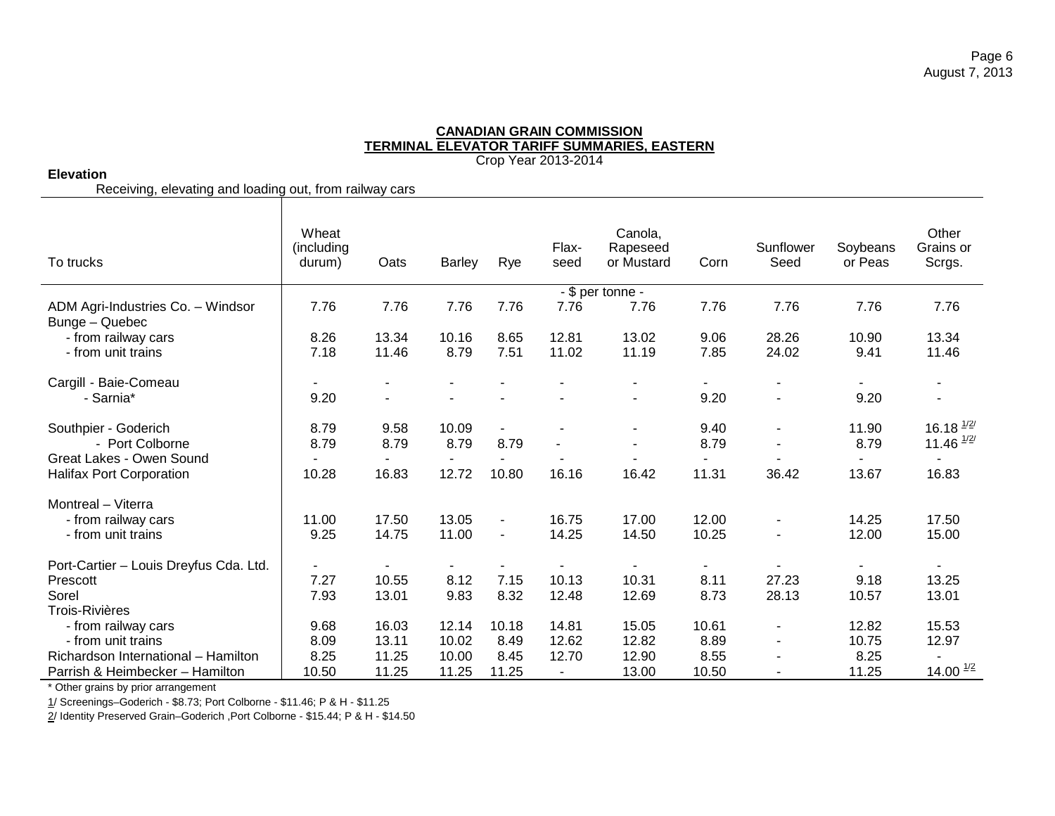## CANADIAN GRAIN COMMISSION
## TERMINAL ELEVATOR TARIFF SUMMARIES, EASTERN
Crop Year 2013-2014

**Elevation**

Receiving, elevating and loading out, from railway cars

| To trucks | Wheat (including durum) | Oats | Barley | Rye | Flax-seed | Canola, Rapeseed or Mustard | Corn | Sunflower Seed | Soybeans or Peas | Other Grains or Scrgs. |
|---|---|---|---|---|---|---|---|---|---|---|
| | | | | | - $ per tonne - | | | | | |
| ADM Agri-Industries Co. – Windsor | 7.76 | 7.76 | 7.76 | 7.76 | 7.76 | 7.76 | 7.76 | 7.76 | 7.76 | 7.76 |
| Bunge – Quebec | | | | | | | | | | |
| - from railway cars | 8.26 | 13.34 | 10.16 | 8.65 | 12.81 | 13.02 | 9.06 | 28.26 | 10.90 | 13.34 |
| - from unit trains | 7.18 | 11.46 | 8.79 | 7.51 | 11.02 | 11.19 | 7.85 | 24.02 | 9.41 | 11.46 |
| Cargill - Baie-Comeau | - | - | - | - | - | - | - | - | - | - |
| - Sarnia* | 9.20 | - | - | - | - | - | 9.20 | - | 9.20 | - |
| Southpier - Goderich | 8.79 | 9.58 | 10.09 | - | - | - | 9.40 | - | 11.90 | 16.18 1/2/ |
| - Port Colborne | 8.79 | 8.79 | 8.79 | 8.79 | - | - | 8.79 | - | 8.79 | 11.46 1/2/ |
| Great Lakes - Owen Sound | - | - | - | - | - | - | - | - | - | - |
| Halifax Port Corporation | 10.28 | 16.83 | 12.72 | 10.80 | 16.16 | 16.42 | 11.31 | 36.42 | 13.67 | 16.83 |
| Montreal – Viterra | | | | | | | | | | |
| - from railway cars | 11.00 | 17.50 | 13.05 | - | 16.75 | 17.00 | 12.00 | - | 14.25 | 17.50 |
| - from unit trains | 9.25 | 14.75 | 11.00 | - | 14.25 | 14.50 | 10.25 | - | 12.00 | 15.00 |
| Port-Cartier – Louis Dreyfus Cda. Ltd. | - | - | - | - | - | - | - | - | - | - |
| Prescott | 7.27 | 10.55 | 8.12 | 7.15 | 10.13 | 10.31 | 8.11 | 27.23 | 9.18 | 13.25 |
| Sorel | 7.93 | 13.01 | 9.83 | 8.32 | 12.48 | 12.69 | 8.73 | 28.13 | 10.57 | 13.01 |
| Trois-Rivières | | | | | | | | | | |
| - from railway cars | 9.68 | 16.03 | 12.14 | 10.18 | 14.81 | 15.05 | 10.61 | - | 12.82 | 15.53 |
| - from unit trains | 8.09 | 13.11 | 10.02 | 8.49 | 12.62 | 12.82 | 8.89 | - | 10.75 | 12.97 |
| Richardson International – Hamilton | 8.25 | 11.25 | 10.00 | 8.45 | 12.70 | 12.90 | 8.55 | - | 8.25 | - |
| Parrish & Heimbecker – Hamilton | 10.50 | 11.25 | 11.25 | 11.25 | - | 13.00 | 10.50 | - | 11.25 | 14.00 1/2 |

\* Other grains by prior arrangement

1/ Screenings–Goderich - $8.73; Port Colborne - $11.46; P & H - $11.25

2/ Identity Preserved Grain–Goderich ,Port Colborne - $15.44; P & H - $14.50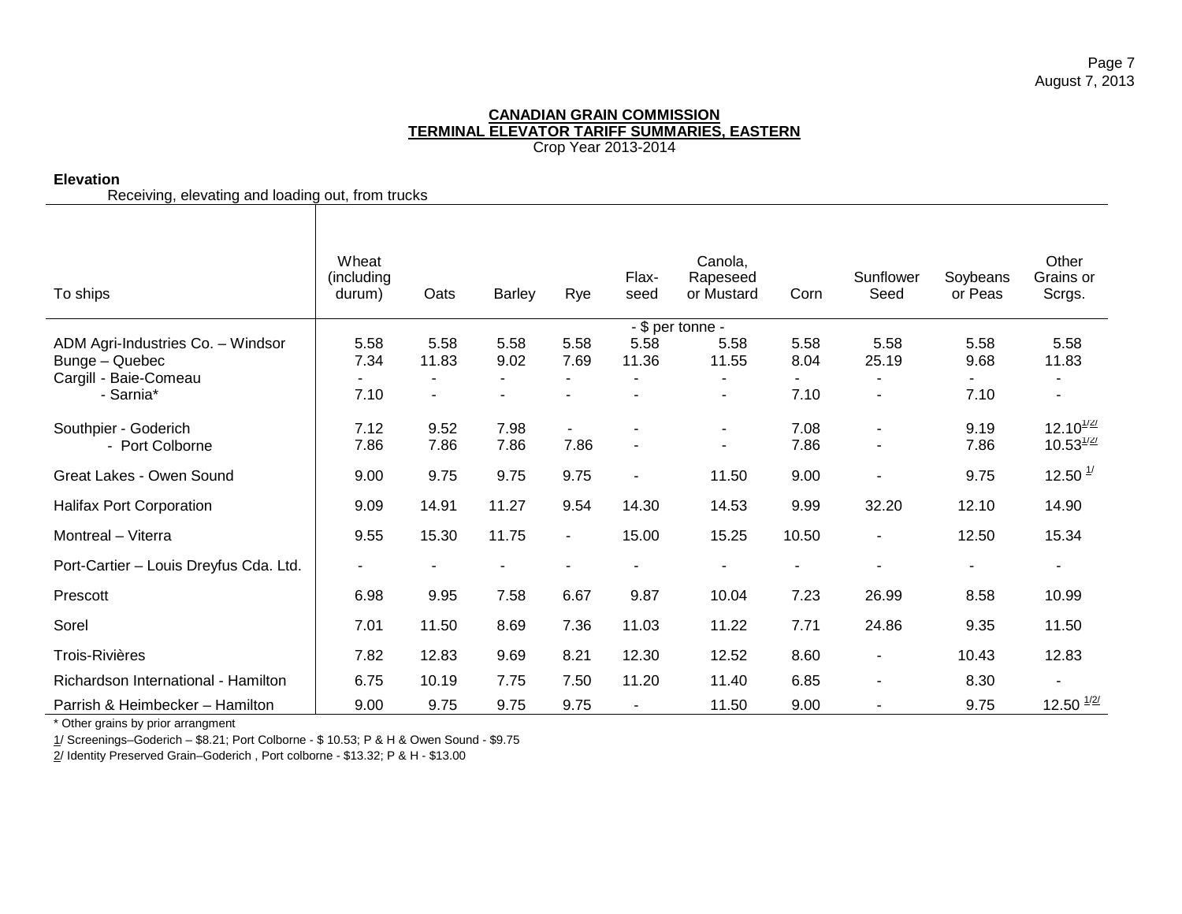**CANADIAN GRAIN COMMISSION**
**TERMINAL ELEVATOR TARIFF SUMMARIES, EASTERN**
Crop Year 2013-2014

**Elevation**
Receiving, elevating and loading out, from trucks

| To ships | Wheat (including durum) | Oats | Barley | Rye | Flax-seed | Canola, Rapeseed or Mustard | Corn | Sunflower Seed | Soybeans or Peas | Other Grains or Scrgs. |
|---|---|---|---|---|---|---|---|---|---|---|
| | - $ per tonne - | | | | | | | | | |
| ADM Agri-Industries Co. – Windsor | 5.58 | 5.58 | 5.58 | 5.58 | 5.58 | 5.58 | 5.58 | 5.58 | 5.58 | 5.58 |
| Bunge – Quebec | 7.34 | 11.83 | 9.02 | 7.69 | 11.36 | 11.55 | 8.04 | 25.19 | 9.68 | 11.83 |
| Cargill - Baie-Comeau | - | - | - | - | - | - | - | - | - | - |
| - Sarnia* | 7.10 | - | - | - | - | - | 7.10 | - | 7.10 | - |
| Southpier - Goderich | 7.12 | 9.52 | 7.98 | - | - | - | 7.08 | - | 9.19 | 12.10 1/2/ |
| - Port Colborne | 7.86 | 7.86 | 7.86 | 7.86 | - | - | 7.86 | - | 7.86 | 10.53 1/2/ |
| Great Lakes - Owen Sound | 9.00 | 9.75 | 9.75 | 9.75 | - | 11.50 | 9.00 | - | 9.75 | 12.50 1/ |
| Halifax Port Corporation | 9.09 | 14.91 | 11.27 | 9.54 | 14.30 | 14.53 | 9.99 | 32.20 | 12.10 | 14.90 |
| Montreal – Viterra | 9.55 | 15.30 | 11.75 | - | 15.00 | 15.25 | 10.50 | - | 12.50 | 15.34 |
| Port-Cartier – Louis Dreyfus Cda. Ltd. | - | - | - | - | - | - | - | - | - | - |
| Prescott | 6.98 | 9.95 | 7.58 | 6.67 | 9.87 | 10.04 | 7.23 | 26.99 | 8.58 | 10.99 |
| Sorel | 7.01 | 11.50 | 8.69 | 7.36 | 11.03 | 11.22 | 7.71 | 24.86 | 9.35 | 11.50 |
| Trois-Rivières | 7.82 | 12.83 | 9.69 | 8.21 | 12.30 | 12.52 | 8.60 | - | 10.43 | 12.83 |
| Richardson International - Hamilton | 6.75 | 10.19 | 7.75 | 7.50 | 11.20 | 11.40 | 6.85 | - | 8.30 | - |
| Parrish & Heimbecker – Hamilton | 9.00 | 9.75 | 9.75 | 9.75 | - | 11.50 | 9.00 | - | 9.75 | 12.50 1/2/ |

\* Other grains by prior arrangment

1/ Screenings–Goderich – $8.21; Port Colborne - $ 10.53; P & H & Owen Sound - $9.75

2/ Identity Preserved Grain–Goderich , Port colborne - $13.32; P & H - $13.00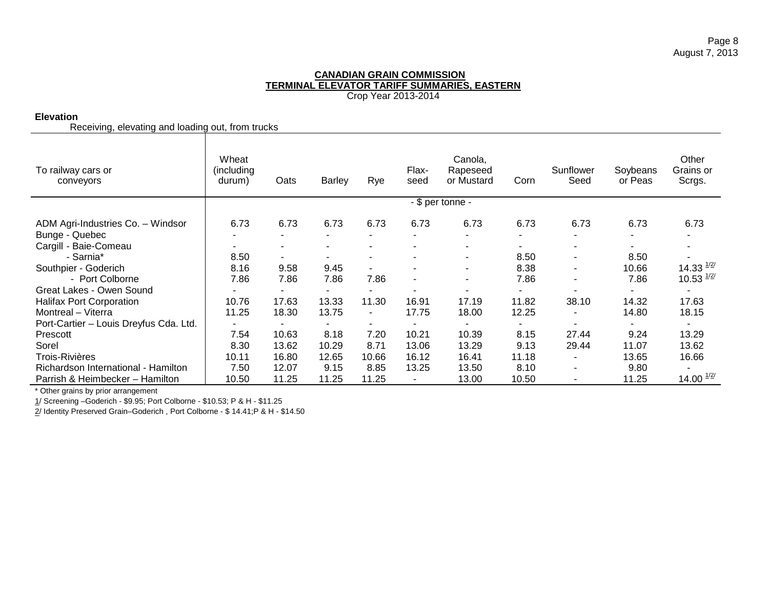**CANADIAN GRAIN COMMISSION**
**TERMINAL ELEVATOR TARIFF SUMMARIES, EASTERN**
Crop Year 2013-2014

**Elevation**

Receiving, elevating and loading out, from trucks

| To railway cars or conveyors | Wheat (including durum) | Oats | Barley | Rye | Flax-seed | Canola, Rapeseed or Mustard | Corn | Sunflower Seed | Soybeans or Peas | Other Grains or Scrgs. |
|---|---|---|---|---|---|---|---|---|---|---|
| | - $ per tonne - | | | | | | | | | |
| ADM Agri-Industries Co. – Windsor | 6.73 | 6.73 | 6.73 | 6.73 | 6.73 | 6.73 | 6.73 | 6.73 | 6.73 | 6.73 |
| Bunge - Quebec | - | - | - | - | - | - | - | - | - | - |
| Cargill - Baie-Comeau | - | - | - | - | - | - | - | - | - | - |
| - Sarnia* | 8.50 | - | - | - | - | - | 8.50 | - | 8.50 | - |
| Southpier - Goderich | 8.16 | 9.58 | 9.45 | - | - | - | 8.38 | - | 10.66 | 14.33 1/2/ |
| - Port Colborne | 7.86 | 7.86 | 7.86 | 7.86 | - | - | 7.86 | - | 7.86 | 10.53 1/2/ |
| Great Lakes - Owen Sound | - | - | - | - | - | - | - | - | - | - |
| Halifax Port Corporation | 10.76 | 17.63 | 13.33 | 11.30 | 16.91 | 17.19 | 11.82 | 38.10 | 14.32 | 17.63 |
| Montreal – Viterra | 11.25 | 18.30 | 13.75 | - | 17.75 | 18.00 | 12.25 | - | 14.80 | 18.15 |
| Port-Cartier – Louis Dreyfus Cda. Ltd. | - | - | - | - | - | - | - | - | - | - |
| Prescott | 7.54 | 10.63 | 8.18 | 7.20 | 10.21 | 10.39 | 8.15 | 27.44 | 9.24 | 13.29 |
| Sorel | 8.30 | 13.62 | 10.29 | 8.71 | 13.06 | 13.29 | 9.13 | 29.44 | 11.07 | 13.62 |
| Trois-Rivières | 10.11 | 16.80 | 12.65 | 10.66 | 16.12 | 16.41 | 11.18 | - | 13.65 | 16.66 |
| Richardson International - Hamilton | 7.50 | 12.07 | 9.15 | 8.85 | 13.25 | 13.50 | 8.10 | - | 9.80 | - |
| Parrish & Heimbecker – Hamilton | 10.50 | 11.25 | 11.25 | 11.25 | - | 13.00 | 10.50 | - | 11.25 | 14.00 1/2/ |

\* Other grains by prior arrangement

1/ Screening –Goderich - $9.95; Port Colborne - $10.53; P & H - $11.25

2/ Identity Preserved Grain–Goderich , Port Colborne - $ 14.41;P & H - $14.50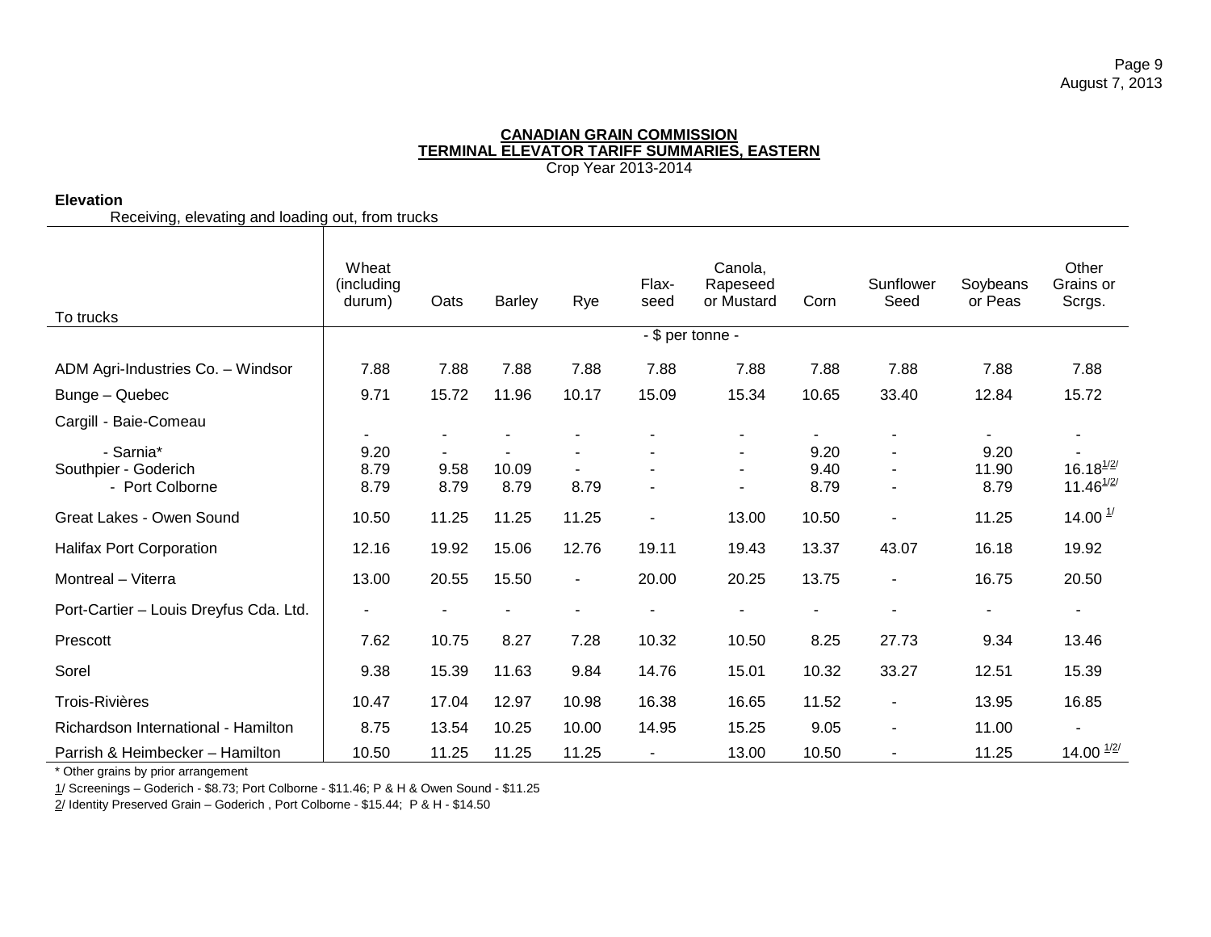## CANADIAN GRAIN COMMISSION
## TERMINAL ELEVATOR TARIFF SUMMARIES, EASTERN
Crop Year 2013-2014

**Elevation**

Receiving, elevating and loading out, from trucks

| To trucks | Wheat (including durum) | Oats | Barley | Rye | Flax-seed | Canola, Rapeseed or Mustard | Corn | Sunflower Seed | Soybeans or Peas | Other Grains or Scrgs. |
|---|---|---|---|---|---|---|---|---|---|---|
| | - $ per tonne - | | | | | | | | | |
| ADM Agri-Industries Co. – Windsor | 7.88 | 7.88 | 7.88 | 7.88 | 7.88 | 7.88 | 7.88 | 7.88 | 7.88 | 7.88 |
| Bunge – Quebec | 9.71 | 15.72 | 11.96 | 10.17 | 15.09 | 15.34 | 10.65 | 33.40 | 12.84 | 15.72 |
| Cargill - Baie-Comeau | - | - | - | - | - | - | - | - | - | - |
| - Sarnia* | 9.20 | - | - | - | - | - | 9.20 | - | 9.20 | - |
| Southpier - Goderich | 8.79 | 9.58 | 10.09 | - | - | - | 9.40 | - | 11.90 | 16.18 1/2/ |
| - Port Colborne | 8.79 | 8.79 | 8.79 | 8.79 | - | - | 8.79 | - | 8.79 | 11.46 1/2/ |
| Great Lakes - Owen Sound | 10.50 | 11.25 | 11.25 | 11.25 | - | 13.00 | 10.50 | - | 11.25 | 14.00 1/ |
| Halifax Port Corporation | 12.16 | 19.92 | 15.06 | 12.76 | 19.11 | 19.43 | 13.37 | 43.07 | 16.18 | 19.92 |
| Montreal – Viterra | 13.00 | 20.55 | 15.50 | - | 20.00 | 20.25 | 13.75 | - | 16.75 | 20.50 |
| Port-Cartier – Louis Dreyfus Cda. Ltd. | - | - | - | - | - | - | - | - | - | - |
| Prescott | 7.62 | 10.75 | 8.27 | 7.28 | 10.32 | 10.50 | 8.25 | 27.73 | 9.34 | 13.46 |
| Sorel | 9.38 | 15.39 | 11.63 | 9.84 | 14.76 | 15.01 | 10.32 | 33.27 | 12.51 | 15.39 |
| Trois-Rivières | 10.47 | 17.04 | 12.97 | 10.98 | 16.38 | 16.65 | 11.52 | - | 13.95 | 16.85 |
| Richardson International - Hamilton | 8.75 | 13.54 | 10.25 | 10.00 | 14.95 | 15.25 | 9.05 | - | 11.00 | - |
| Parrish & Heimbecker – Hamilton | 10.50 | 11.25 | 11.25 | 11.25 | - | 13.00 | 10.50 | - | 11.25 | 14.00 1/2/ |

\* Other grains by prior arrangement

1/ Screenings – Goderich - $8.73; Port Colborne - $11.46; P & H & Owen Sound - $11.25

2/ Identity Preserved Grain – Goderich , Port Colborne - $15.44; P & H - $14.50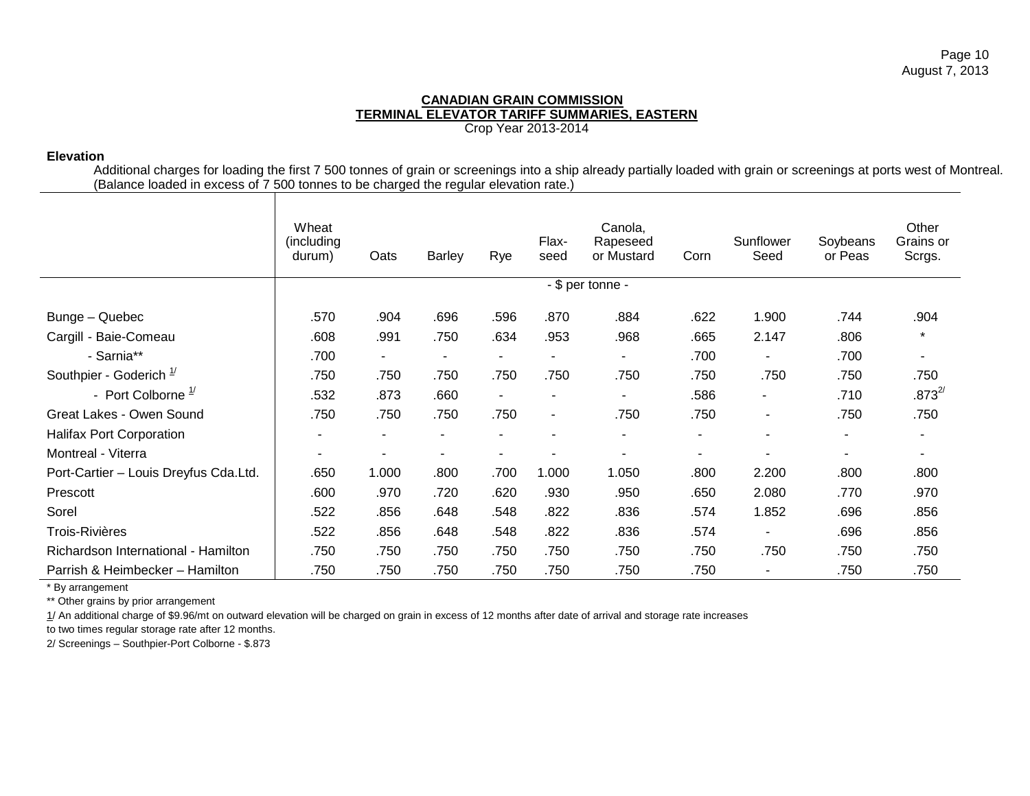**CANADIAN GRAIN COMMISSION**
**TERMINAL ELEVATOR TARIFF SUMMARIES, EASTERN**
Crop Year 2013-2014

**Elevation**

Additional charges for loading the first 7 500 tonnes of grain or screenings into a ship already partially loaded with grain or screenings at ports west of Montreal. (Balance loaded in excess of 7 500 tonnes to be charged the regular elevation rate.)

| | Wheat (including durum) | Oats | Barley | Rye | Flax-seed | Canola, Rapeseed or Mustard | Corn | Sunflower Seed | Soybeans or Peas | Other Grains or Scrgs. |
|---|---|---|---|---|---|---|---|---|---|---|
| | - $ per tonne - | | | | | | | | | |
| Bunge – Quebec | .570 | .904 | .696 | .596 | .870 | .884 | .622 | 1.900 | .744 | .904 |
| Cargill - Baie-Comeau | .608 | .991 | .750 | .634 | .953 | .968 | .665 | 2.147 | .806 | * |
| - Sarnia** | .700 | - | - | - | - | - | .700 | - | .700 | - |
| Southpier - Goderich 1/ | .750 | .750 | .750 | .750 | .750 | .750 | .750 | .750 | .750 | .750 |
| - Port Colborne 1/ | .532 | .873 | .660 | - | - | - | .586 | - | .710 | .873 2/ |
| Great Lakes - Owen Sound | .750 | .750 | .750 | .750 | - | .750 | .750 | - | .750 | .750 |
| Halifax Port Corporation | - | - | - | - | - | - | - | - | - | - |
| Montreal - Viterra | - | - | - | - | - | - | - | - | - | - |
| Port-Cartier – Louis Dreyfus Cda.Ltd. | .650 | 1.000 | .800 | .700 | 1.000 | 1.050 | .800 | 2.200 | .800 | .800 |
| Prescott | .600 | .970 | .720 | .620 | .930 | .950 | .650 | 2.080 | .770 | .970 |
| Sorel | .522 | .856 | .648 | .548 | .822 | .836 | .574 | 1.852 | .696 | .856 |
| Trois-Rivières | .522 | .856 | .648 | .548 | .822 | .836 | .574 | - | .696 | .856 |
| Richardson International - Hamilton | .750 | .750 | .750 | .750 | .750 | .750 | .750 | .750 | .750 | .750 |
| Parrish & Heimbecker – Hamilton | .750 | .750 | .750 | .750 | .750 | .750 | .750 | - | .750 | .750 |

\* By arrangement

** Other grains by prior arrangement

1/ An additional charge of $9.96/mt on outward elevation will be charged on grain in excess of 12 months after date of arrival and storage rate increases to two times regular storage rate after 12 months.

2/ Screenings – Southpier-Port Colborne - $.873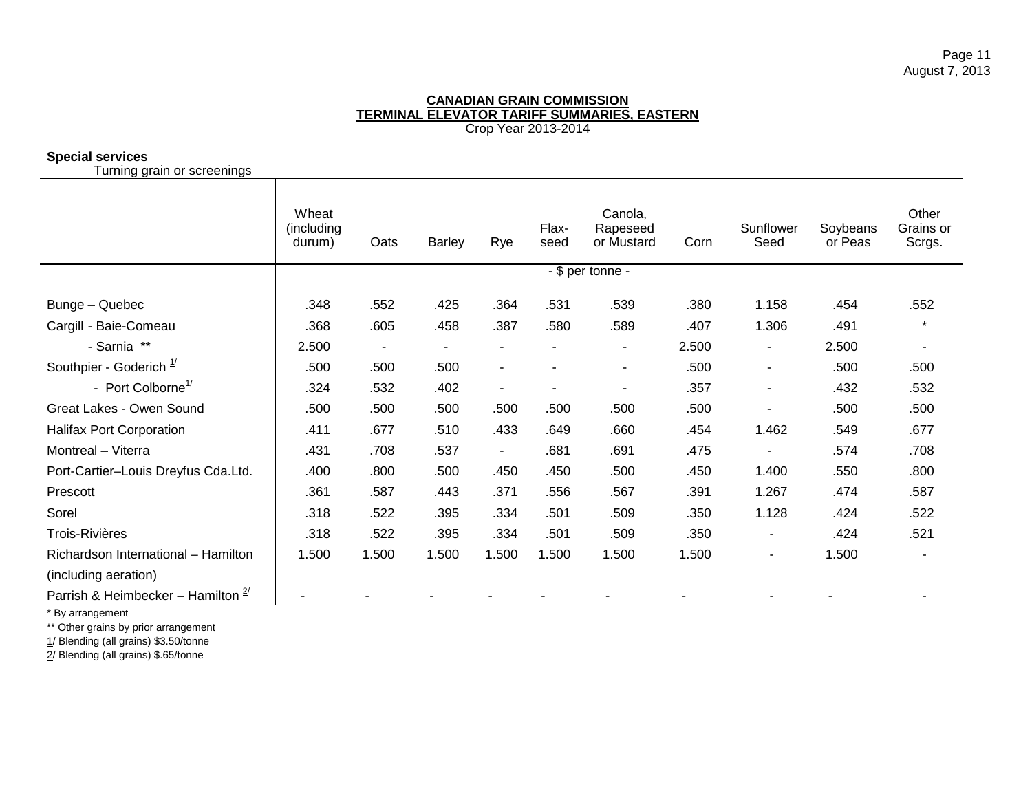**CANADIAN GRAIN COMMISSION**
**TERMINAL ELEVATOR TARIFF SUMMARIES, EASTERN**
Crop Year 2013-2014

**Special services**
Turning grain or screenings

| | Wheat (including durum) | Oats | Barley | Rye | Flax-seed | Canola, Rapeseed or Mustard | Corn | Sunflower Seed | Soybeans or Peas | Other Grains or Scrgs. |
|---|---|---|---|---|---|---|---|---|---|---|
| | - $ per tonne - | | | | | | | | | |
| Bunge – Quebec | .348 | .552 | .425 | .364 | .531 | .539 | .380 | 1.158 | .454 | .552 |
| Cargill - Baie-Comeau | .368 | .605 | .458 | .387 | .580 | .589 | .407 | 1.306 | .491 | * |
| - Sarnia ** | 2.500 | - | - | - | - | - | 2.500 | - | 2.500 | - |
| Southpier - Goderich 1/ | .500 | .500 | .500 | - | - | - | .500 | - | .500 | .500 |
| - Port Colborne1/ | .324 | .532 | .402 | - | - | - | .357 | - | .432 | .532 |
| Great Lakes - Owen Sound | .500 | .500 | .500 | .500 | .500 | .500 | .500 | - | .500 | .500 |
| Halifax Port Corporation | .411 | .677 | .510 | .433 | .649 | .660 | .454 | 1.462 | .549 | .677 |
| Montreal – Viterra | .431 | .708 | .537 | - | .681 | .691 | .475 | - | .574 | .708 |
| Port-Cartier–Louis Dreyfus Cda.Ltd. | .400 | .800 | .500 | .450 | .450 | .500 | .450 | 1.400 | .550 | .800 |
| Prescott | .361 | .587 | .443 | .371 | .556 | .567 | .391 | 1.267 | .474 | .587 |
| Sorel | .318 | .522 | .395 | .334 | .501 | .509 | .350 | 1.128 | .424 | .522 |
| Trois-Rivières | .318 | .522 | .395 | .334 | .501 | .509 | .350 | - | .424 | .521 |
| Richardson International – Hamilton (including aeration) | 1.500 | 1.500 | 1.500 | 1.500 | 1.500 | 1.500 | 1.500 | - | 1.500 | - |
| Parrish & Heimbecker – Hamilton 2/ | - | - | - | - | - | - | - | - | - | - |

\* By arrangement

\** Other grains by prior arrangement

1/ Blending (all grains) $3.50/tonne

2/ Blending (all grains) $.65/tonne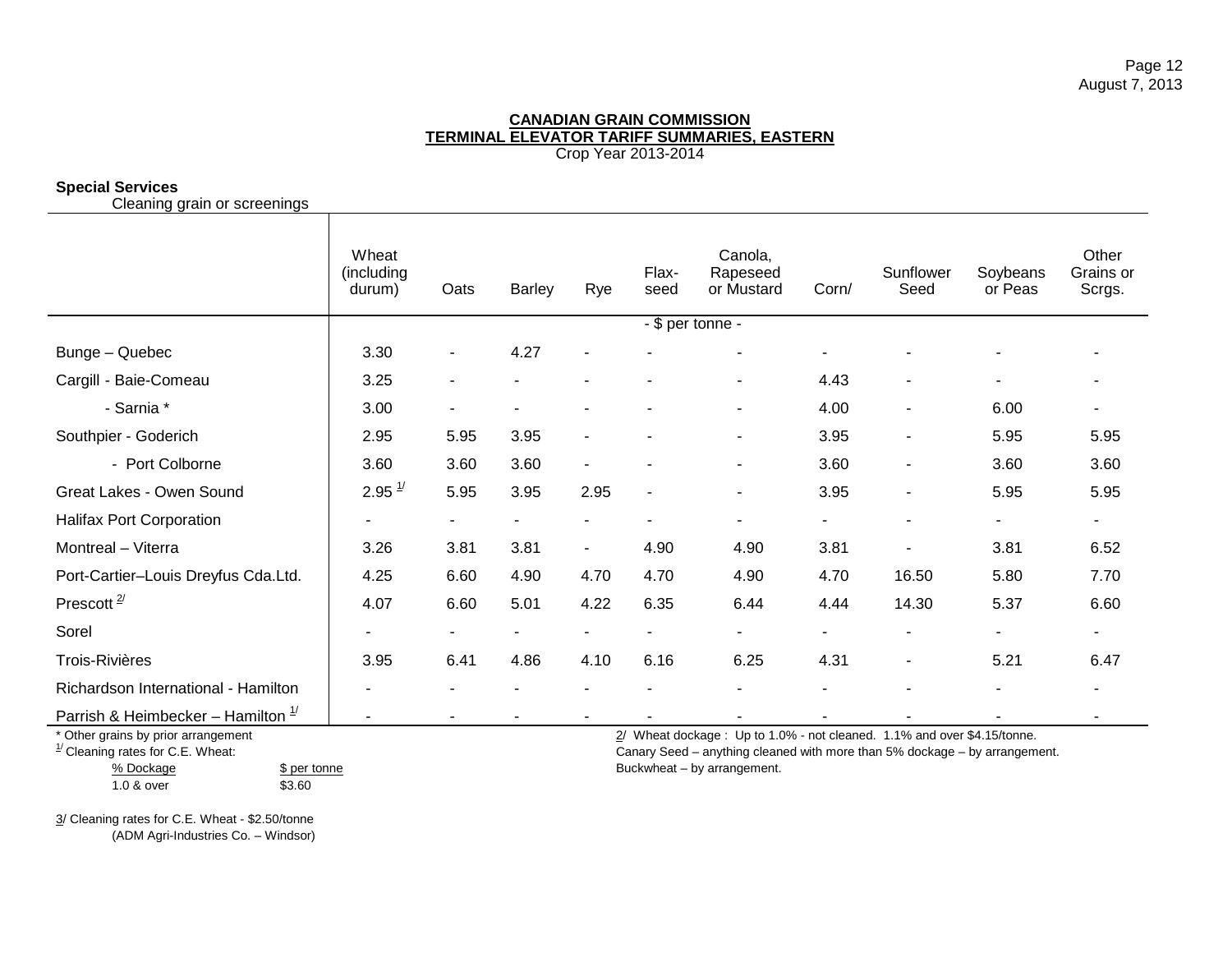**CANADIAN GRAIN COMMISSION**
**TERMINAL ELEVATOR TARIFF SUMMARIES, EASTERN**
Crop Year 2013-2014

**Special Services**
Cleaning grain or screenings

| | Wheat (including durum) | Oats | Barley | Rye | Flax-seed | Canola, Rapeseed or Mustard | Corn/ | Sunflower Seed | Soybeans or Peas | Other Grains or Scrgs. |
|---|---|---|---|---|---|---|---|---|---|---|
| | - $ per tonne - | | | | | | | | | |
| Bunge – Quebec | 3.30 | - | 4.27 | - | - | - | - | - | - | - |
| Cargill - Baie-Comeau | 3.25 | - | - | - | - | - | 4.43 | - | - | - |
| - Sarnia * | 3.00 | - | - | - | - | - | 4.00 | - | 6.00 | - |
| Southpier - Goderich | 2.95 | 5.95 | 3.95 | - | - | - | 3.95 | - | 5.95 | 5.95 |
| - Port Colborne | 3.60 | 3.60 | 3.60 | - | - | - | 3.60 | - | 3.60 | 3.60 |
| Great Lakes - Owen Sound | 2.95 1/ | 5.95 | 3.95 | 2.95 | - | - | 3.95 | - | 5.95 | 5.95 |
| Halifax Port Corporation | - | - | - | - | - | - | - | - | - | - |
| Montreal – Viterra | 3.26 | 3.81 | 3.81 | - | 4.90 | 4.90 | 3.81 | - | 3.81 | 6.52 |
| Port-Cartier–Louis Dreyfus Cda.Ltd. | 4.25 | 6.60 | 4.90 | 4.70 | 4.70 | 4.90 | 4.70 | 16.50 | 5.80 | 7.70 |
| Prescott 2/ | 4.07 | 6.60 | 5.01 | 4.22 | 6.35 | 6.44 | 4.44 | 14.30 | 5.37 | 6.60 |
| Sorel | - | - | - | - | - | - | - | - | - | - |
| Trois-Rivières | 3.95 | 6.41 | 4.86 | 4.10 | 6.16 | 6.25 | 4.31 | - | 5.21 | 6.47 |
| Richardson International - Hamilton | - | - | - | - | - | - | - | - | - | - |
| Parrish & Heimbecker – Hamilton 1/ | - | - | - | - | - | - | - | - | - | - |

\* Other grains by prior arrangement

1/ Cleaning rates for C.E. Wheat:

| % Dockage | $ per tonne |
|---|---|
| 1.0 & over | $3.60 |

2/ Wheat dockage : Up to 1.0% - not cleaned. 1.1% and over $4.15/tonne.
Canary Seed – anything cleaned with more than 5% dockage – by arrangement.
Buckwheat – by arrangement.

3/ Cleaning rates for C.E. Wheat - $2.50/tonne
(ADM Agri-Industries Co. – Windsor)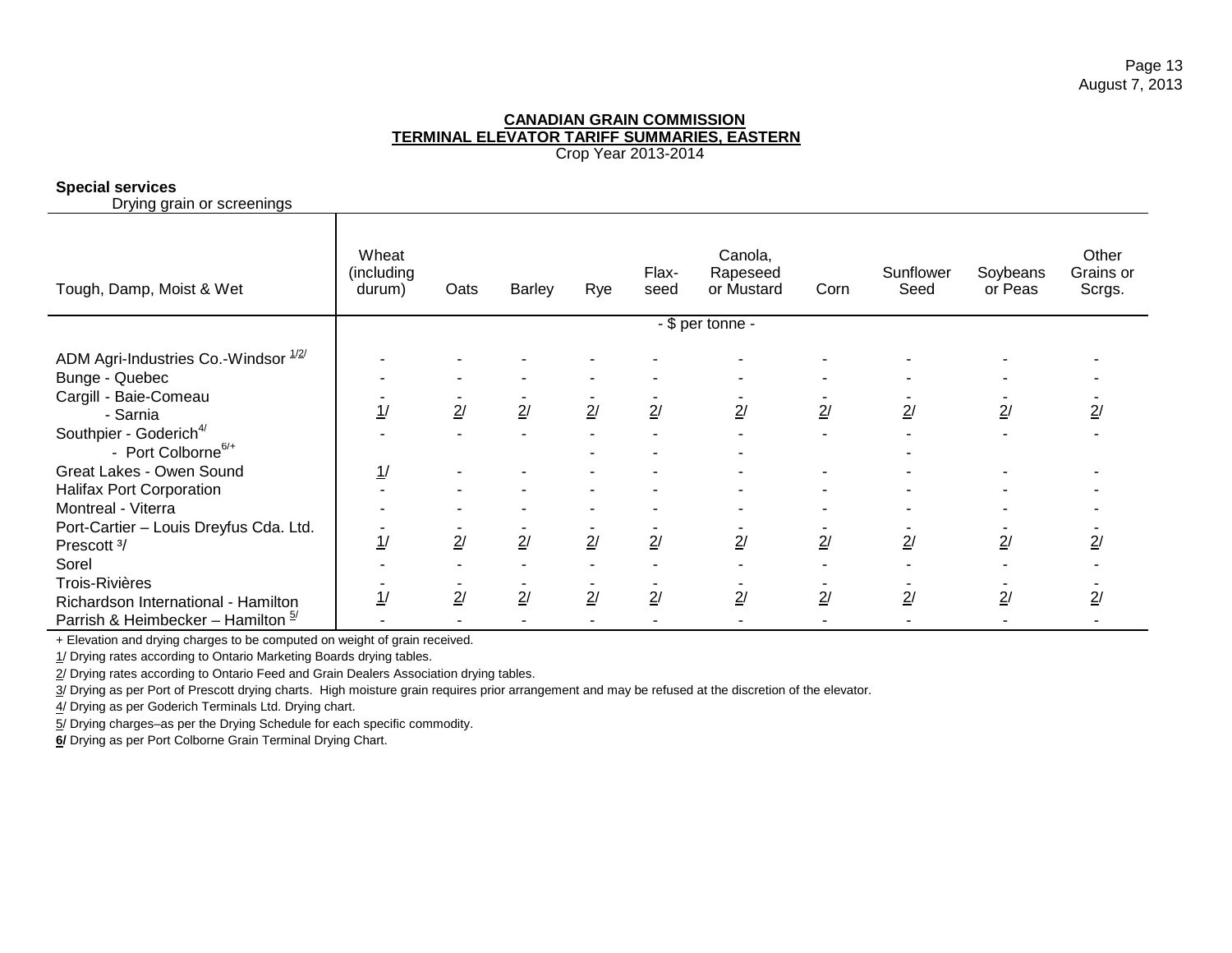**CANADIAN GRAIN COMMISSION**
**TERMINAL ELEVATOR TARIFF SUMMARIES, EASTERN**
Crop Year 2013-2014

**Special services**
Drying grain or screenings

| Tough, Damp, Moist & Wet | Wheat (including durum) | Oats | Barley | Rye | Flax-seed | Canola, Rapeseed or Mustard | Corn | Sunflower Seed | Soybeans or Peas | Other Grains or Scrgs. |
|---|---|---|---|---|---|---|---|---|---|---|
| | - $ per tonne - | | | | | | | | | |
| ADM Agri-Industries Co.-Windsor 1/2/ | - | - | - | - | - | - | - | - | - | - |
| Bunge - Quebec | - | - | - | - | - | - | - | - | - | - |
| Cargill - Baie-Comeau | - | - | - | - | - | - | - | - | - | - |
| - Sarnia | 1/ | 2/ | 2/ | 2/ | 2/ | 2/ | 2/ | 2/ | 2/ | 2/ |
| Southpier - Goderich 4/ | - | - | - | - | - | - | - | - | - | - |
| - Port Colborne 6/+ | | | | - | - | - | | - | | |
| Great Lakes - Owen Sound | 1/ | - | - | - | - | - | - | - | - | - |
| Halifax Port Corporation | - | - | - | - | - | - | - | - | - | - |
| Montreal - Viterra | - | - | - | - | - | - | - | - | - | - |
| Port-Cartier – Louis Dreyfus Cda. Ltd. | - | - | - | - | - | - | - | - | - | - |
| Prescott 3/ | 1/ | 2/ | 2/ | 2/ | 2/ | 2/ | 2/ | 2/ | 2/ | 2/ |
| Sorel | - | - | - | - | - | - | - | - | - | - |
| Trois-Rivières | - | - | - | - | - | - | - | - | - | - |
| Richardson International - Hamilton | 1/ | 2/ | 2/ | 2/ | 2/ | 2/ | 2/ | 2/ | 2/ | 2/ |
| Parrish & Heimbecker – Hamilton 5/ | - | - | - | - | - | - | - | - | - | - |

+ Elevation and drying charges to be computed on weight of grain received.

1/ Drying rates according to Ontario Marketing Boards drying tables.

2/ Drying rates according to Ontario Feed and Grain Dealers Association drying tables.

3/ Drying as per Port of Prescott drying charts. High moisture grain requires prior arrangement and may be refused at the discretion of the elevator.

4/ Drying as per Goderich Terminals Ltd. Drying chart.

5/ Drying charges–as per the Drying Schedule for each specific commodity.

**6/** Drying as per Port Colborne Grain Terminal Drying Chart.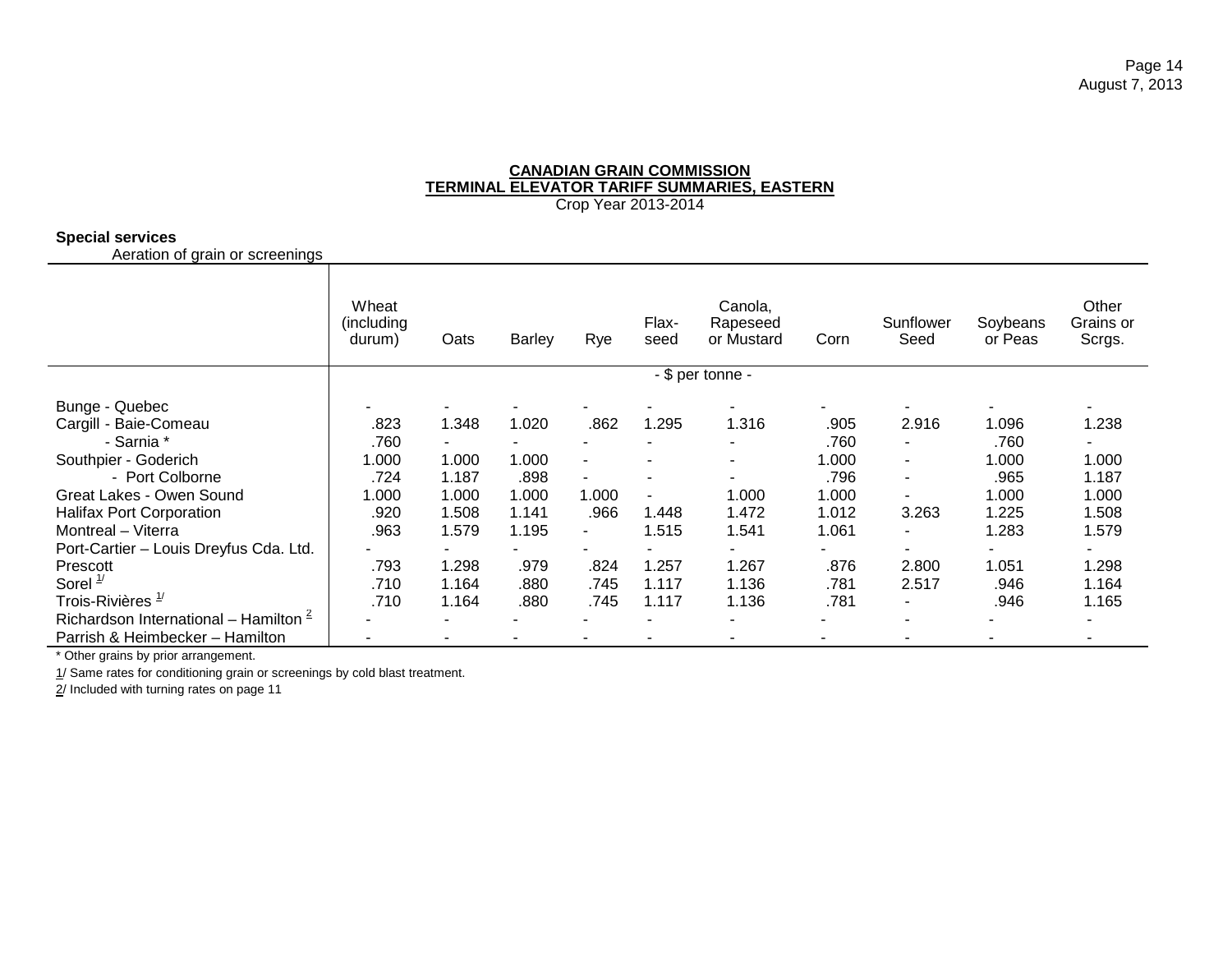**CANADIAN GRAIN COMMISSION**
**TERMINAL ELEVATOR TARIFF SUMMARIES, EASTERN**
Crop Year 2013-2014

**Special services**
Aeration of grain or screenings

| | Wheat (including durum) | Oats | Barley | Rye | Flax-seed | Canola, Rapeseed or Mustard | Corn | Sunflower Seed | Soybeans or Peas | Other Grains or Scrgs. |
|---|---|---|---|---|---|---|---|---|---|---|
| | - $ per tonne - | | | | | | | | | |
| Bunge - Quebec | - | - | - | - | - | - | - | - | - | - |
| Cargill - Baie-Comeau | .823 | 1.348 | 1.020 | .862 | 1.295 | 1.316 | .905 | 2.916 | 1.096 | 1.238 |
| - Sarnia * | .760 | - | - | - | - | - | .760 | - | .760 | - |
| Southpier - Goderich | 1.000 | 1.000 | 1.000 | - | - | - | 1.000 | - | 1.000 | 1.000 |
| - Port Colborne | .724 | 1.187 | .898 | - | - | - | .796 | - | .965 | 1.187 |
| Great Lakes - Owen Sound | 1.000 | 1.000 | 1.000 | 1.000 | - | 1.000 | 1.000 | - | 1.000 | 1.000 |
| Halifax Port Corporation | .920 | 1.508 | 1.141 | .966 | 1.448 | 1.472 | 1.012 | 3.263 | 1.225 | 1.508 |
| Montreal – Viterra | .963 | 1.579 | 1.195 | - | 1.515 | 1.541 | 1.061 | - | 1.283 | 1.579 |
| Port-Cartier – Louis Dreyfus Cda. Ltd. | - | - | - | - | - | - | - | - | - | - |
| Prescott | .793 | 1.298 | .979 | .824 | 1.257 | 1.267 | .876 | 2.800 | 1.051 | 1.298 |
| Sorel [1/] | .710 | 1.164 | .880 | .745 | 1.117 | 1.136 | .781 | 2.517 | .946 | 1.164 |
| Trois-Rivières [1/] | .710 | 1.164 | .880 | .745 | 1.117 | 1.136 | .781 | - | .946 | 1.165 |
| Richardson International – Hamilton [2] | - | - | - | - | - | - | - | - | - | - |
| Parrish & Heimbecker – Hamilton | - | - | - | - | - | - | - | - | - | - |

* Other grains by prior arrangement.

1/ Same rates for conditioning grain or screenings by cold blast treatment.

2/ Included with turning rates on page 11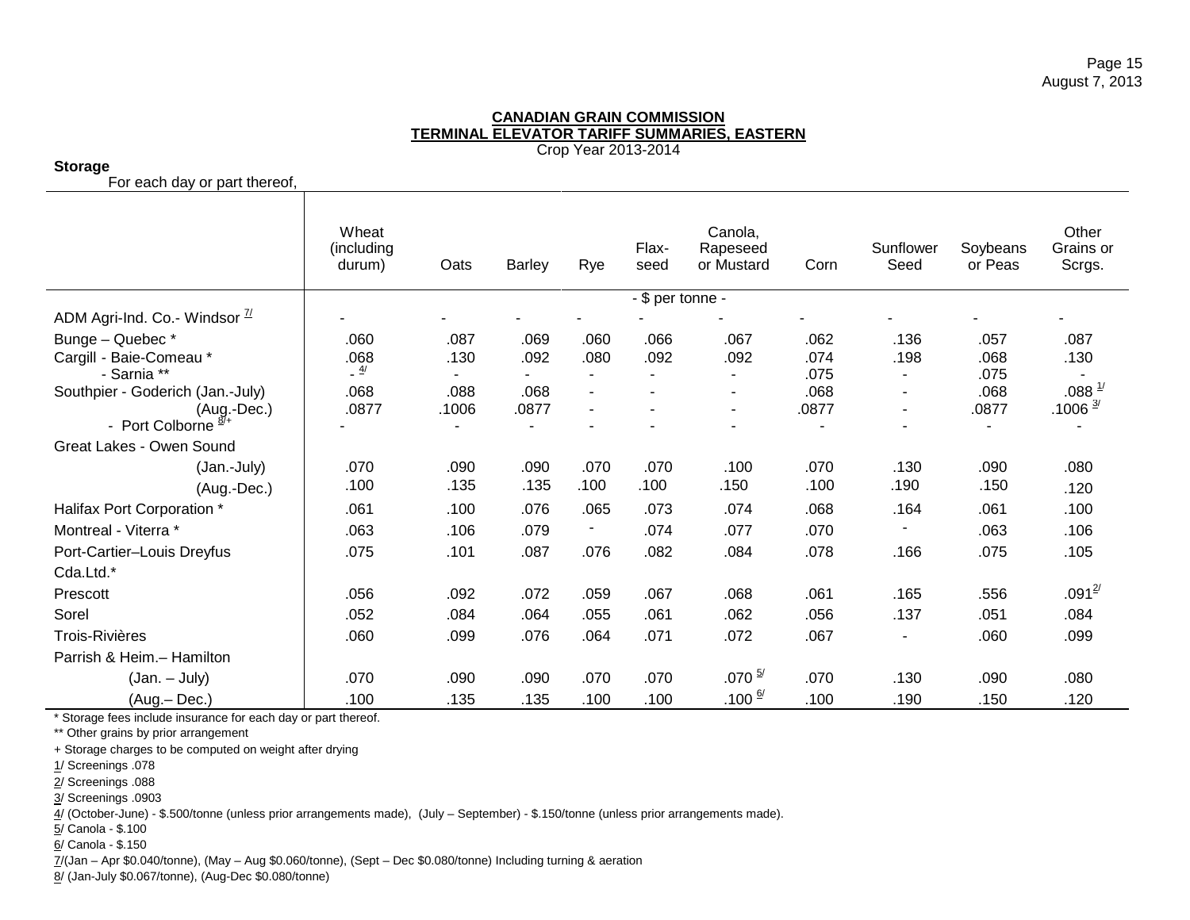**CANADIAN GRAIN COMMISSION**
**TERMINAL ELEVATOR TARIFF SUMMARIES, EASTERN**
Crop Year 2013-2014

**Storage**
For each day or part thereof,

| | Wheat (including durum) | Oats | Barley | Rye | Flax-seed | Canola, Rapeseed or Mustard | Corn | Sunflower Seed | Soybeans or Peas | Other Grains or Scrgs. |
|---|---|---|---|---|---|---|---|---|---|---|
| | - $ per tonne - | | | | | | | | | |
| ADM Agri-Ind. Co.- Windsor 7/ | - | - | - | - | - | - | - | - | - | - |
| Bunge – Quebec * | .060 | .087 | .069 | .060 | .066 | .067 | .062 | .136 | .057 | .087 |
| Cargill - Baie-Comeau * | .068 | .130 | .092 | .080 | .092 | .092 | .074 | .198 | .068 | .130 |
| - Sarnia ** | - 4/ | - | - | - | - | - | .075 | - | .075 | - |
| Southpier - Goderich (Jan.-July) | .068 | .088 | .068 | - | - | - | .068 | - | .068 | .088 1/ |
| (Aug.-Dec.) | .0877 | .1006 | .0877 | - | - | - | .0877 | - | .0877 | .1006 3/ |
| - Port Colborne 8/+ | - | - | - | - | - | - | - | - | - | - |
| Great Lakes - Owen Sound | | | | | | | | | | |
| (Jan.-July) | .070 | .090 | .090 | .070 | .070 | .100 | .070 | .130 | .090 | .080 |
| (Aug.-Dec.) | .100 | .135 | .135 | .100 | .100 | .150 | .100 | .190 | .150 | .120 |
| Halifax Port Corporation * | .061 | .100 | .076 | .065 | .073 | .074 | .068 | .164 | .061 | .100 |
| Montreal - Viterra * | .063 | .106 | .079 | - | .074 | .077 | .070 | - | .063 | .106 |
| Port-Cartier–Louis Dreyfus Cda.Ltd.* | .075 | .101 | .087 | .076 | .082 | .084 | .078 | .166 | .075 | .105 |
| Prescott | .056 | .092 | .072 | .059 | .067 | .068 | .061 | .165 | .556 | .091 2/ |
| Sorel | .052 | .084 | .064 | .055 | .061 | .062 | .056 | .137 | .051 | .084 |
| Trois-Rivières | .060 | .099 | .076 | .064 | .071 | .072 | .067 | - | .060 | .099 |
| Parrish & Heim.– Hamilton | | | | | | | | | | |
| (Jan. – July) | .070 | .090 | .090 | .070 | .070 | .070 5/ | .070 | .130 | .090 | .080 |
| (Aug.– Dec.) | .100 | .135 | .135 | .100 | .100 | .100 6/ | .100 | .190 | .150 | .120 |

* Storage fees include insurance for each day or part thereof.
** Other grains by prior arrangement
+ Storage charges to be computed on weight after drying
1/ Screenings .078
2/ Screenings .088
3/ Screenings .0903
4/ (October-June) - $.500/tonne (unless prior arrangements made), (July – September) - $.150/tonne (unless prior arrangements made).
5/ Canola - $.100
6/ Canola - $.150
7/(Jan – Apr $0.040/tonne), (May – Aug $0.060/tonne), (Sept – Dec $0.080/tonne) Including turning & aeration
8/ (Jan-July $0.067/tonne), (Aug-Dec $0.080/tonne)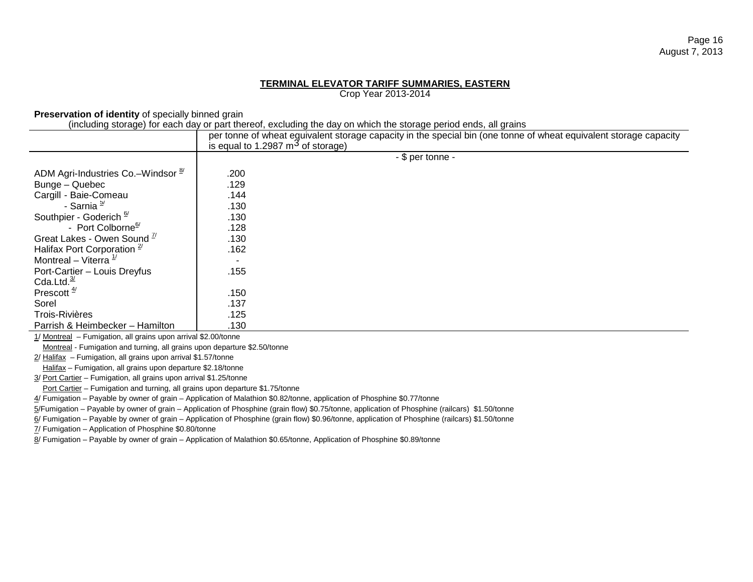## TERMINAL ELEVATOR TARIFF SUMMARIES, EASTERN

Crop Year 2013-2014

**Preservation of identity** of specially binned grain
(including storage) for each day or part thereof, excluding the day on which the storage period ends, all grains

| | per tonne of wheat equivalent storage capacity in the special bin (one tonne of wheat equivalent storage capacity is equal to 1.2987 $m^3$ of storage) |
|---|---|
| | - $ per tonne - |
| ADM Agri-Industries Co.–Windsor [8/] | .200 |
| Bunge – Quebec | .129 |
| Cargill - Baie-Comeau | .144 |
| - Sarnia [5/] | .130 |
| Southpier - Goderich [6/] | .130 |
| - Port Colborne[6/] | .128 |
| Great Lakes - Owen Sound [7/] | .130 |
| Halifax Port Corporation [2/] | .162 |
| Montreal – Viterra [1/] | - |
| Port-Cartier – Louis Dreyfus Cda.Ltd.[3/] | .155 |
| Prescott [4/] | .150 |
| Sorel | .137 |
| Trois-Rivières | .125 |
| Parrish & Heimbecker – Hamilton | .130 |

1/ Montreal – Fumigation, all grains upon arrival $2.00/tonne
Montreal - Fumigation and turning, all grains upon departure $2.50/tonne

2/ Halifax – Fumigation, all grains upon arrival $1.57/tonne
Halifax – Fumigation, all grains upon departure $2.18/tonne

3/ Port Cartier – Fumigation, all grains upon arrival $1.25/tonne
Port Cartier – Fumigation and turning, all grains upon departure $1.75/tonne

4/ Fumigation – Payable by owner of grain – Application of Malathion $0.82/tonne, application of Phosphine $0.77/tonne

5/Fumigation – Payable by owner of grain – Application of Phosphine (grain flow) $0.75/tonne, application of Phosphine (railcars) $1.50/tonne

6/ Fumigation – Payable by owner of grain – Application of Phosphine (grain flow) $0.96/tonne, application of Phosphine (railcars) $1.50/tonne

7/ Fumigation – Application of Phosphine $0.80/tonne

8/ Fumigation – Payable by owner of grain – Application of Malathion $0.65/tonne, Application of Phosphine $0.89/tonne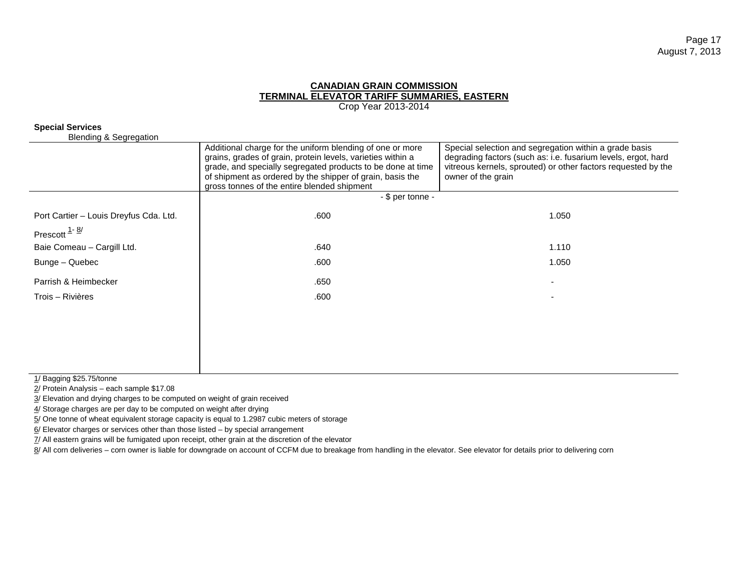**CANADIAN GRAIN COMMISSION**
**TERMINAL ELEVATOR TARIFF SUMMARIES, EASTERN**
Crop Year 2013-2014

**Special Services**
Blending & Segregation

| | Additional charge for the uniform blending of one or more grains, grades of grain, protein levels, varieties within a grade, and specially segregated products to be done at time of shipment as ordered by the shipper of grain, basis the gross tonnes of the entire blended shipment | Special selection and segregation within a grade basis degrading factors (such as: i.e. fusarium levels, ergot, hard vitreous kernels, sprouted) or other factors requested by the owner of the grain |
|---|---|---|
| | - $ per tonne - | |
| Port Cartier – Louis Dreyfus Cda. Ltd. | .600 | 1.050 |
| Prescott [1- 8/] | | |
| Baie Comeau – Cargill Ltd. | .640 | 1.110 |
| Bunge – Quebec | .600 | 1.050 |
| Parrish & Heimbecker | .650 | - |
| Trois – Rivières | .600 | - |

1/ Bagging $25.75/tonne

2/ Protein Analysis – each sample $17.08

3/ Elevation and drying charges to be computed on weight of grain received

4/ Storage charges are per day to be computed on weight after drying

5/ One tonne of wheat equivalent storage capacity is equal to 1.2987 cubic meters of storage

6/ Elevator charges or services other than those listed – by special arrangement

7/ All eastern grains will be fumigated upon receipt, other grain at the discretion of the elevator

8/ All corn deliveries – corn owner is liable for downgrade on account of CCFM due to breakage from handling in the elevator. See elevator for details prior to delivering corn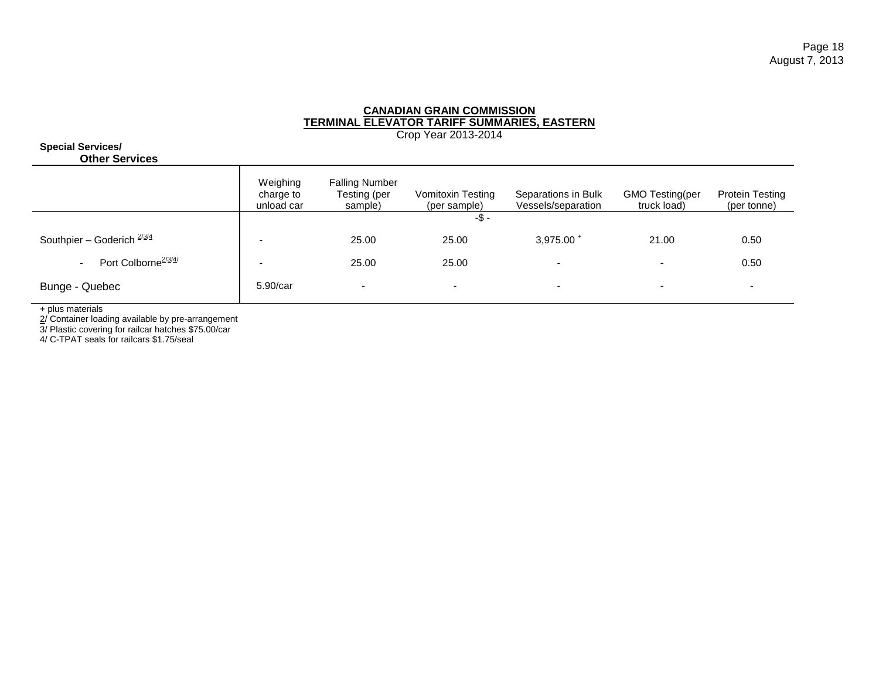**CANADIAN GRAIN COMMISSION**
**TERMINAL ELEVATOR TARIFF SUMMARIES, EASTERN**
Crop Year 2013-2014

**Special Services/**
**Other Services**

| | Weighing charge to unload car | Falling Number Testing (per sample) | Vomitoxin Testing (per sample) | Separations in Bulk Vessels/separation | GMO Testing(per truck load) | Protein Testing (per tonne) |
|---|---|---|---|---|---|---|
| | | | -$ - | | | |
| Southpier – Goderich [2/3/4] | - | 25.00 | 25.00 | 3,975.00 + | 21.00 | 0.50 |
| - Port Colborne[2/3/4/] | - | 25.00 | 25.00 | - | - | 0.50 |
| Bunge - Quebec | 5.90/car | - | - | - | - | - |

+ plus materials
2/ Container loading available by pre-arrangement
3/ Plastic covering for railcar hatches $75.00/car
4/ C-TPAT seals for railcars $1.75/seal